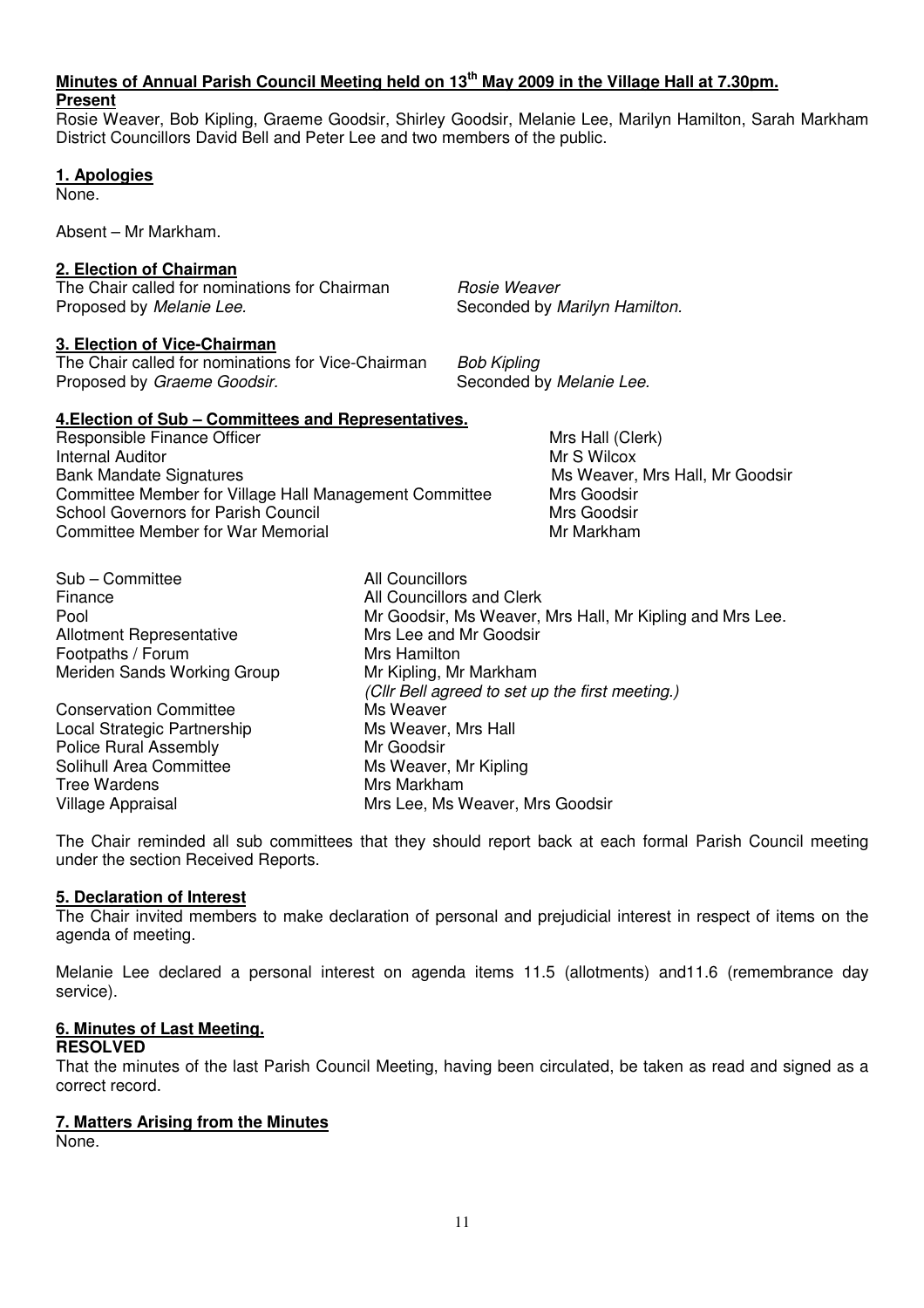**Minutes of Annual Parish Council Meeting held on 13th May 2009 in the Village Hall at 7.30pm.**

**Present**

Rosie Weaver, Bob Kipling, Graeme Goodsir, Shirley Goodsir, Melanie Lee, Marilyn Hamilton, Sarah Markham District Councillors David Bell and Peter Lee and two members of the public.

**1. Apologies**

None.

Absent – Mr Markham.

**2. Election of Chairman**

The Chair called for nominations for Chairman *Rosie Weaver*
Proposed by *Melanie Lee.* Seconded by *Marilyn Hamilton.*

**3. Election of Vice-Chairman**

The Chair called for nominations for Vice-Chairman *Bob Kipling*
Proposed by *Graeme Goodsir.* Seconded by *Melanie Lee.*

**4.Election of Sub – Committees and Representatives.**

| | |
|---|---|
| Responsible Finance Officer | Mrs Hall (Clerk) |
| Internal Auditor | Mr S Wilcox |
| Bank Mandate Signatures | Ms Weaver, Mrs Hall, Mr Goodsir |
| Committee Member for Village Hall Management Committee | Mrs Goodsir |
| School Governors for Parish Council | Mrs Goodsir |
| Committee Member for War Memorial | Mr Markham |

| | |
|---|---|
| Sub – Committee | All Councillors |
| Finance | All Councillors and Clerk |
| Pool | Mr Goodsir, Ms Weaver, Mrs Hall, Mr Kipling and Mrs Lee. |
| Allotment Representative | Mrs Lee and Mr Goodsir |
| Footpaths / Forum | Mrs Hamilton |
| Meriden Sands Working Group | Mr Kipling, Mr Markham *(Cllr Bell agreed to set up the first meeting.)* |
| Conservation Committee | Ms Weaver |
| Local Strategic Partnership | Ms Weaver, Mrs Hall |
| Police Rural Assembly | Mr Goodsir |
| Solihull Area Committee | Ms Weaver, Mr Kipling |
| Tree Wardens | Mrs Markham |
| Village Appraisal | Mrs Lee, Ms Weaver, Mrs Goodsir |

The Chair reminded all sub committees that they should report back at each formal Parish Council meeting under the section Received Reports.

**5. Declaration of Interest**

The Chair invited members to make declaration of personal and prejudicial interest in respect of items on the agenda of meeting.

Melanie Lee declared a personal interest on agenda items 11.5 (allotments) and11.6 (remembrance day service).

**6. Minutes of Last Meeting.**

**RESOLVED**

That the minutes of the last Parish Council Meeting, having been circulated, be taken as read and signed as a correct record.

**7. Matters Arising from the Minutes**

None.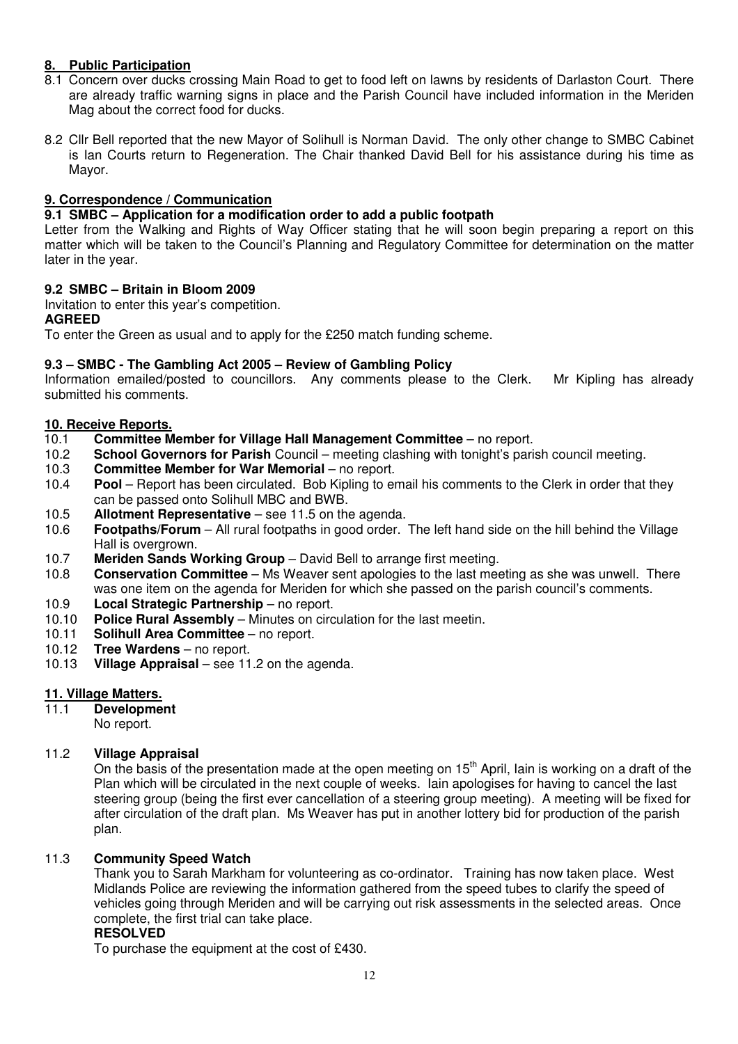## 8. Public Participation

8.1 Concern over ducks crossing Main Road to get to food left on lawns by residents of Darlaston Court. There are already traffic warning signs in place and the Parish Council have included information in the Meriden Mag about the correct food for ducks.

8.2 Cllr Bell reported that the new Mayor of Solihull is Norman David. The only other change to SMBC Cabinet is Ian Courts return to Regeneration. The Chair thanked David Bell for his assistance during his time as Mayor.

## 9. Correspondence / Communication

### 9.1 SMBC – Application for a modification order to add a public footpath

Letter from the Walking and Rights of Way Officer stating that he will soon begin preparing a report on this matter which will be taken to the Council's Planning and Regulatory Committee for determination on the matter later in the year.

### 9.2 SMBC – Britain in Bloom 2009

Invitation to enter this year's competition.

**AGREED**

To enter the Green as usual and to apply for the £250 match funding scheme.

### 9.3 – SMBC - The Gambling Act 2005 – Review of Gambling Policy

Information emailed/posted to councillors. Any comments please to the Clerk. Mr Kipling has already submitted his comments.

## 10. Receive Reports.

10.1 **Committee Member for Village Hall Management Committee** – no report.
10.2 **School Governors for Parish** Council – meeting clashing with tonight's parish council meeting.
10.3 **Committee Member for War Memorial** – no report.
10.4 **Pool** – Report has been circulated. Bob Kipling to email his comments to the Clerk in order that they can be passed onto Solihull MBC and BWB.
10.5 **Allotment Representative** – see 11.5 on the agenda.
10.6 **Footpaths/Forum** – All rural footpaths in good order. The left hand side on the hill behind the Village Hall is overgrown.
10.7 **Meriden Sands Working Group** – David Bell to arrange first meeting.
10.8 **Conservation Committee** – Ms Weaver sent apologies to the last meeting as she was unwell. There was one item on the agenda for Meriden for which she passed on the parish council's comments.
10.9 **Local Strategic Partnership** – no report.
10.10 **Police Rural Assembly** – Minutes on circulation for the last meetin.
10.11 **Solihull Area Committee** – no report.
10.12 **Tree Wardens** – no report.
10.13 **Village Appraisal** – see 11.2 on the agenda.

## 11. Village Matters.

11.1 **Development**

No report.

11.2 **Village Appraisal**

On the basis of the presentation made at the open meeting on 15th April, Iain is working on a draft of the Plan which will be circulated in the next couple of weeks. Iain apologises for having to cancel the last steering group (being the first ever cancellation of a steering group meeting). A meeting will be fixed for after circulation of the draft plan. Ms Weaver has put in another lottery bid for production of the parish plan.

11.3 **Community Speed Watch**

Thank you to Sarah Markham for volunteering as co-ordinator. Training has now taken place. West Midlands Police are reviewing the information gathered from the speed tubes to clarify the speed of vehicles going through Meriden and will be carrying out risk assessments in the selected areas. Once complete, the first trial can take place.

**RESOLVED**

To purchase the equipment at the cost of £430.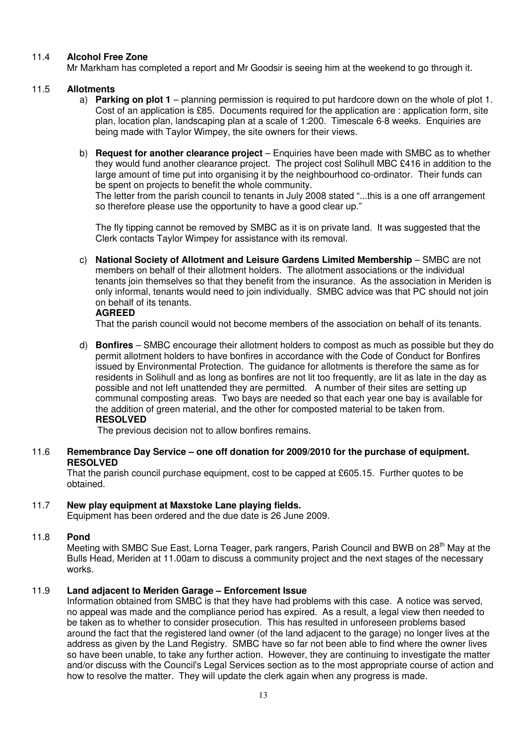11.4 **Alcohol Free Zone**

Mr Markham has completed a report and Mr Goodsir is seeing him at the weekend to go through it.

11.5 **Allotments**

a) **Parking on plot 1** – planning permission is required to put hardcore down on the whole of plot 1. Cost of an application is £85. Documents required for the application are : application form, site plan, location plan, landscaping plan at a scale of 1:200. Timescale 6-8 weeks. Enquiries are being made with Taylor Wimpey, the site owners for their views.

b) **Request for another clearance project** – Enquiries have been made with SMBC as to whether they would fund another clearance project. The project cost Solihull MBC £416 in addition to the large amount of time put into organising it by the neighbourhood co-ordinator. Their funds can be spent on projects to benefit the whole community.
The letter from the parish council to tenants in July 2008 stated "...this is a one off arrangement so therefore please use the opportunity to have a good clear up."

The fly tipping cannot be removed by SMBC as it is on private land. It was suggested that the Clerk contacts Taylor Wimpey for assistance with its removal.

c) **National Society of Allotment and Leisure Gardens Limited Membership** – SMBC are not members on behalf of their allotment holders. The allotment associations or the individual tenants join themselves so that they benefit from the insurance. As the association in Meriden is only informal, tenants would need to join individually. SMBC advice was that PC should not join on behalf of its tenants.
**AGREED**
That the parish council would not become members of the association on behalf of its tenants.

d) **Bonfires** – SMBC encourage their allotment holders to compost as much as possible but they do permit allotment holders to have bonfires in accordance with the Code of Conduct for Bonfires issued by Environmental Protection. The guidance for allotments is therefore the same as for residents in Solihull and as long as bonfires are not lit too frequently, are lit as late in the day as possible and not left unattended they are permitted. A number of their sites are setting up communal composting areas. Two bays are needed so that each year one bay is available for the addition of green material, and the other for composted material to be taken from.
**RESOLVED**
The previous decision not to allow bonfires remains.

11.6 **Remembrance Day Service – one off donation for 2009/2010 for the purchase of equipment.**
**RESOLVED**
That the parish council purchase equipment, cost to be capped at £605.15. Further quotes to be obtained.

11.7 **New play equipment at Maxstoke Lane playing fields.**
Equipment has been ordered and the due date is 26 June 2009.

11.8 **Pond**
Meeting with SMBC Sue East, Lorna Teager, park rangers, Parish Council and BWB on 28th May at the Bulls Head, Meriden at 11.00am to discuss a community project and the next stages of the necessary works.

11.9 **Land adjacent to Meriden Garage – Enforcement Issue**
Information obtained from SMBC is that they have had problems with this case. A notice was served, no appeal was made and the compliance period has expired. As a result, a legal view then needed to be taken as to whether to consider prosecution. This has resulted in unforeseen problems based around the fact that the registered land owner (of the land adjacent to the garage) no longer lives at the address as given by the Land Registry. SMBC have so far not been able to find where the owner lives so have been unable, to take any further action. However, they are continuing to investigate the matter and/or discuss with the Council's Legal Services section as to the most appropriate course of action and how to resolve the matter. They will update the clerk again when any progress is made.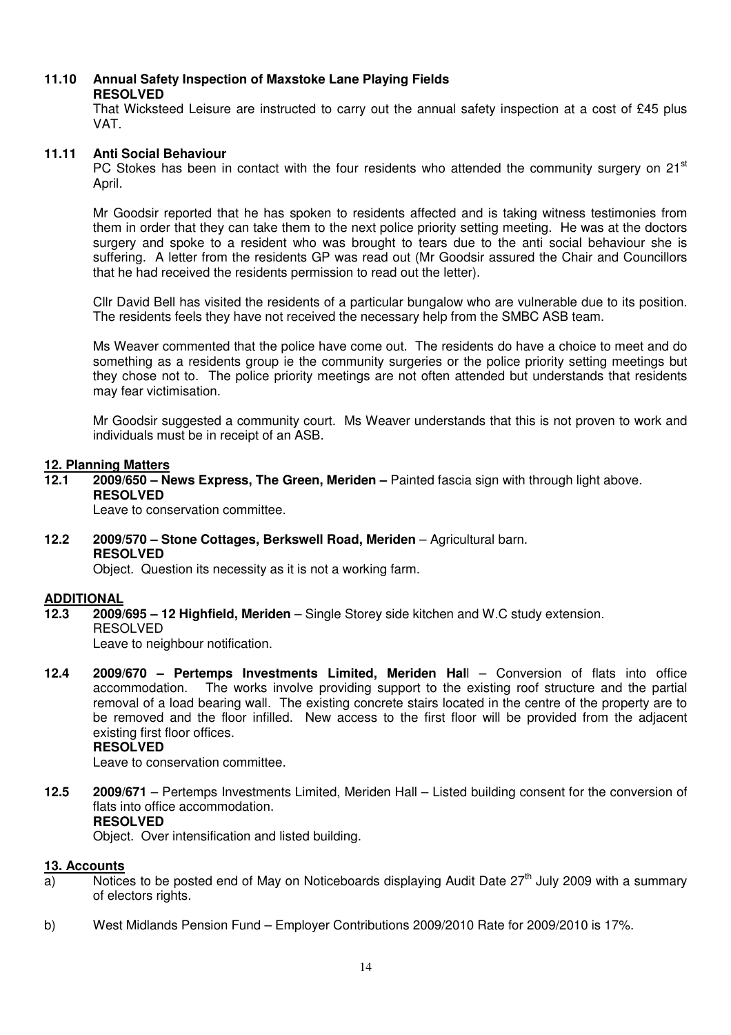### 11.10 Annual Safety Inspection of Maxstoke Lane Playing Fields

**RESOLVED**

That Wicksteed Leisure are instructed to carry out the annual safety inspection at a cost of £45 plus VAT.

### 11.11 Anti Social Behaviour

PC Stokes has been in contact with the four residents who attended the community surgery on 21st April.

Mr Goodsir reported that he has spoken to residents affected and is taking witness testimonies from them in order that they can take them to the next police priority setting meeting. He was at the doctors surgery and spoke to a resident who was brought to tears due to the anti social behaviour she is suffering. A letter from the residents GP was read out (Mr Goodsir assured the Chair and Councillors that he had received the residents permission to read out the letter).

Cllr David Bell has visited the residents of a particular bungalow who are vulnerable due to its position. The residents feels they have not received the necessary help from the SMBC ASB team.

Ms Weaver commented that the police have come out. The residents do have a choice to meet and do something as a residents group ie the community surgeries or the police priority setting meetings but they chose not to. The police priority meetings are not often attended but understands that residents may fear victimisation.

Mr Goodsir suggested a community court. Ms Weaver understands that this is not proven to work and individuals must be in receipt of an ASB.

## 12. Planning Matters

**12.1 2009/650 – News Express, The Green, Meriden –** Painted fascia sign with through light above.

**RESOLVED**

Leave to conservation committee.

**12.2 2009/570 – Stone Cottages, Berkswell Road, Meriden** – Agricultural barn.

**RESOLVED**

Object. Question its necessity as it is not a working farm.

## ADDITIONAL

**12.3 2009/695 – 12 Highfield, Meriden** – Single Storey side kitchen and W.C study extension.

RESOLVED

Leave to neighbour notification.

**12.4 2009/670 – Pertemps Investments Limited, Meriden Hal**l – Conversion of flats into office accommodation. The works involve providing support to the existing roof structure and the partial removal of a load bearing wall. The existing concrete stairs located in the centre of the property are to be removed and the floor infilled. New access to the first floor will be provided from the adjacent existing first floor offices.

**RESOLVED**

Leave to conservation committee.

**12.5 2009/671** – Pertemps Investments Limited, Meriden Hall – Listed building consent for the conversion of flats into office accommodation.

**RESOLVED**

Object. Over intensification and listed building.

## 13. Accounts

a) Notices to be posted end of May on Noticeboards displaying Audit Date 27th July 2009 with a summary of electors rights.

b) West Midlands Pension Fund – Employer Contributions 2009/2010 Rate for 2009/2010 is 17%.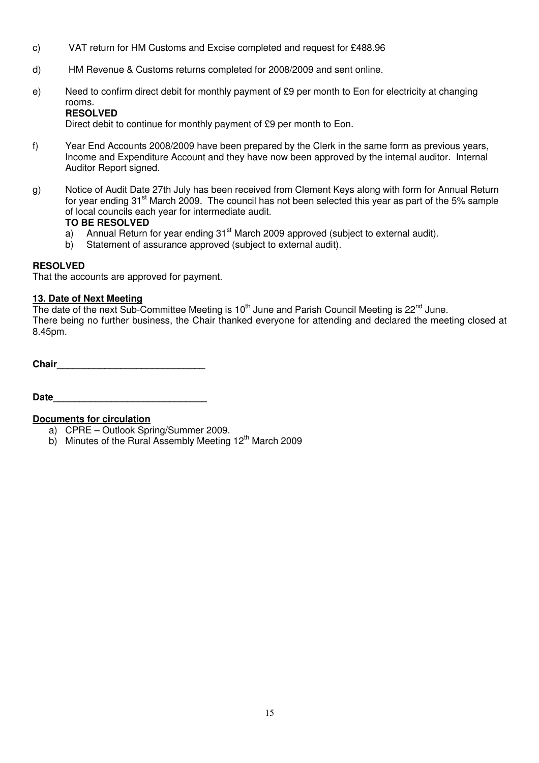c) VAT return for HM Customs and Excise completed and request for £488.96

d) HM Revenue & Customs returns completed for 2008/2009 and sent online.

e) Need to confirm direct debit for monthly payment of £9 per month to Eon for electricity at changing rooms.
**RESOLVED**
Direct debit to continue for monthly payment of £9 per month to Eon.

f) Year End Accounts 2008/2009 have been prepared by the Clerk in the same form as previous years, Income and Expenditure Account and they have now been approved by the internal auditor. Internal Auditor Report signed.

g) Notice of Audit Date 27th July has been received from Clement Keys along with form for Annual Return for year ending 31st March 2009. The council has not been selected this year as part of the 5% sample of local councils each year for intermediate audit.
**TO BE RESOLVED**
   a) Annual Return for year ending 31st March 2009 approved (subject to external audit).
   b) Statement of assurance approved (subject to external audit).

**RESOLVED**
That the accounts are approved for payment.

**13. Date of Next Meeting**
The date of the next Sub-Committee Meeting is 10th June and Parish Council Meeting is 22nd June.
There being no further business, the Chair thanked everyone for attending and declared the meeting closed at 8.45pm.

**Chair**____________________________

**Date**_____________________________

**Documents for circulation**

a) CPRE – Outlook Spring/Summer 2009.
b) Minutes of the Rural Assembly Meeting 12th March 2009